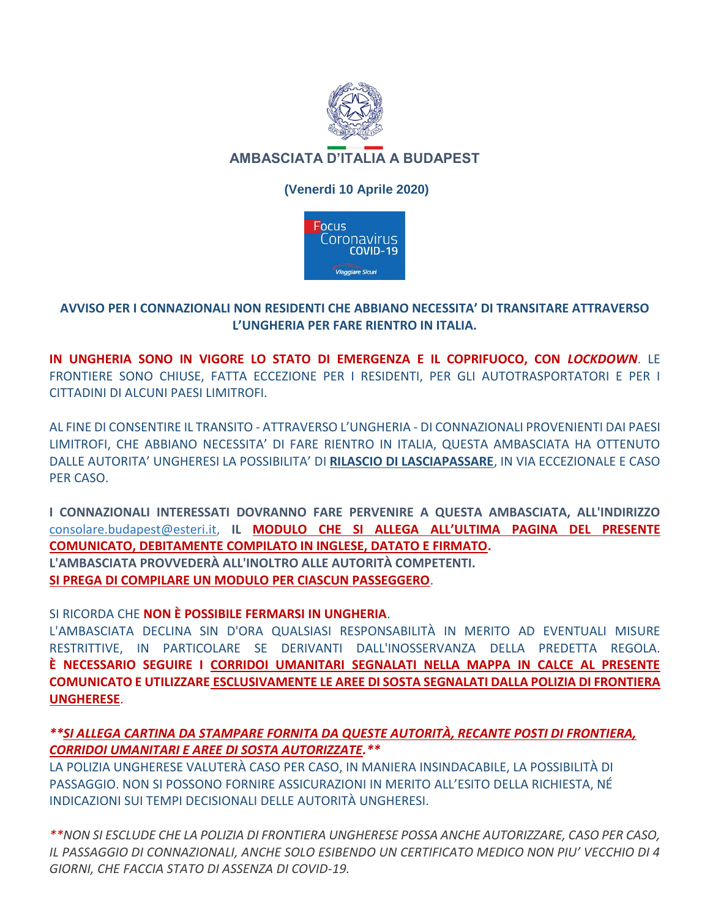# AMBASCIATA D'ITALIA A BUDAPEST

**(Venerdi 10 Aprile 2020)**

Focus Coronavirus COVID-19

Viaggiare Sicuri

## AVVISO PER I CONNAZIONALI NON RESIDENTI CHE ABBIANO NECESSITA' DI TRANSITARE ATTRAVERSO L'UNGHERIA PER FARE RIENTRO IN ITALIA.

**IN UNGHERIA SONO IN VIGORE LO STATO DI EMERGENZA E IL COPRIFUOCO, CON *LOCKDOWN***. LE FRONTIERE SONO CHIUSE, FATTA ECCEZIONE PER I RESIDENTI, PER GLI AUTOTRASPORTATORI E PER I CITTADINI DI ALCUNI PAESI LIMITROFI.

AL FINE DI CONSENTIRE IL TRANSITO - ATTRAVERSO L'UNGHERIA - DI CONNAZIONALI PROVENIENTI DAI PAESI LIMITROFI, CHE ABBIANO NECESSITA' DI FARE RIENTRO IN ITALIA, QUESTA AMBASCIATA HA OTTENUTO DALLE AUTORITA' UNGHERESI LA POSSIBILITA' DI **RILASCIO DI LASCIAPASSARE**, IN VIA ECCEZIONALE E CASO PER CASO.

**I CONNAZIONALI INTERESSATI DOVRANNO FARE PERVENIRE A QUESTA AMBASCIATA, ALL'INDIRIZZO** consolare.budapest@esteri.it, **IL MODULO CHE SI ALLEGA ALL'ULTIMA PAGINA DEL PRESENTE COMUNICATO, DEBITAMENTE COMPILATO IN INGLESE, DATATO E FIRMATO.**
**L'AMBASCIATA PROVVEDERÀ ALL'INOLTRO ALLE AUTORITÀ COMPETENTI.**
**SI PREGA DI COMPILARE UN MODULO PER CIASCUN PASSEGGERO**.

SI RICORDA CHE **NON È POSSIBILE FERMARSI IN UNGHERIA**.
L'AMBASCIATA DECLINA SIN D'ORA QUALSIASI RESPONSABILITÀ IN MERITO AD EVENTUALI MISURE RESTRITTIVE, IN PARTICOLARE SE DERIVANTI DALL'INOSSERVANZA DELLA PREDETTA REGOLA. **È NECESSARIO SEGUIRE I CORRIDOI UMANITARI SEGNALATI NELLA MAPPA IN CALCE AL PRESENTE COMUNICATO E UTILIZZARE ESCLUSIVAMENTE LE AREE DI SOSTA SEGNALATI DALLA POLIZIA DI FRONTIERA UNGHERESE**.

***\*\*SI ALLEGA CARTINA DA STAMPARE FORNITA DA QUESTE AUTORITÀ, RECANTE POSTI DI FRONTIERA, CORRIDOI UMANITARI E AREE DI SOSTA AUTORIZZATE.\*\****
LA POLIZIA UNGHERESE VALUTERÀ CASO PER CASO, IN MANIERA INSINDACABILE, LA POSSIBILITÀ DI PASSAGGIO. NON SI POSSONO FORNIRE ASSICURAZIONI IN MERITO ALL'ESITO DELLA RICHIESTA, NÉ INDICAZIONI SUI TEMPI DECISIONALI DELLE AUTORITÀ UNGHERESI.

*\*\*NON SI ESCLUDE CHE LA POLIZIA DI FRONTIERA UNGHERESE POSSA ANCHE AUTORIZZARE, CASO PER CASO, IL PASSAGGIO DI CONNAZIONALI, ANCHE SOLO ESIBENDO UN CERTIFICATO MEDICO NON PIU' VECCHIO DI 4 GIORNI, CHE FACCIA STATO DI ASSENZA DI COVID-19.*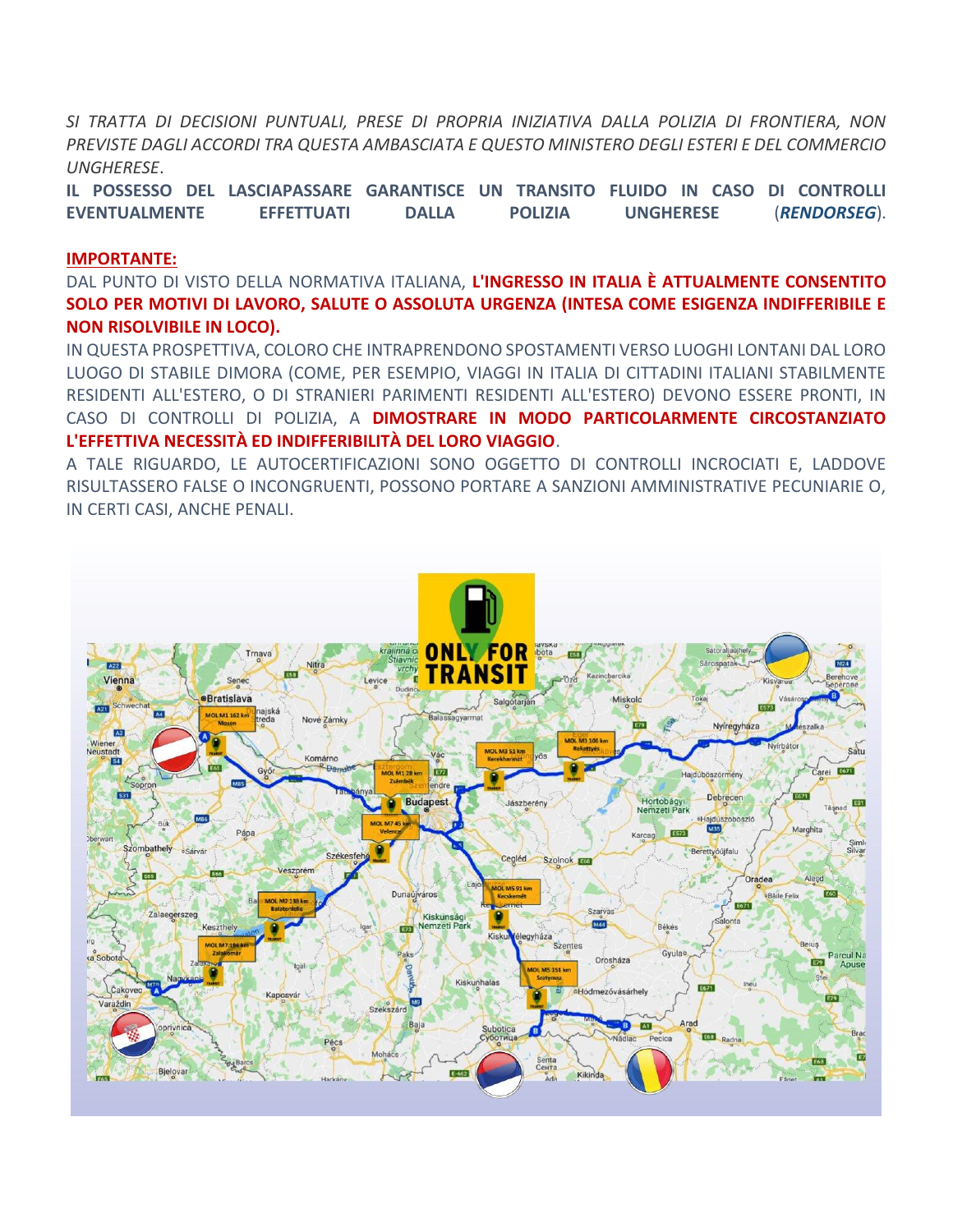*SI TRATTA DI DECISIONI PUNTUALI, PRESE DI PROPRIA INIZIATIVA DALLA POLIZIA DI FRONTIERA, NON PREVISTE DAGLI ACCORDI TRA QUESTA AMBASCIATA E QUESTO MINISTERO DEGLI ESTERI E DEL COMMERCIO UNGHERESE*.

**IL POSSESSO DEL LASCIAPASSARE GARANTISCE UN TRANSITO FLUIDO IN CASO DI CONTROLLI EVENTUALMENTE EFFETTUATI DALLA POLIZIA UNGHERESE** (***RENDORSEG***).

**IMPORTANTE:**

DAL PUNTO DI VISTO DELLA NORMATIVA ITALIANA, **L'INGRESSO IN ITALIA È ATTUALMENTE CONSENTITO SOLO PER MOTIVI DI LAVORO, SALUTE O ASSOLUTA URGENZA (INTESA COME ESIGENZA INDIFFERIBILE E NON RISOLVIBILE IN LOCO).**

IN QUESTA PROSPETTIVA, COLORO CHE INTRAPRENDONO SPOSTAMENTI VERSO LUOGHI LONTANI DAL LORO LUOGO DI STABILE DIMORA (COME, PER ESEMPIO, VIAGGI IN ITALIA DI CITTADINI ITALIANI STABILMENTE RESIDENTI ALL'ESTERO, O DI STRANIERI PARIMENTI RESIDENTI ALL'ESTERO) DEVONO ESSERE PRONTI, IN CASO DI CONTROLLI DI POLIZIA, A **DIMOSTRARE IN MODO PARTICOLARMENTE CIRCOSTANZIATO L'EFFETTIVA NECESSITÀ ED INDIFFERIBILITÀ DEL LORO VIAGGIO**.

A TALE RIGUARDO, LE AUTOCERTIFICAZIONI SONO OGGETTO DI CONTROLLI INCROCIATI E, LADDOVE RISULTASSERO FALSE O INCONGRUENTI, POSSONO PORTARE A SANZIONI AMMINISTRATIVE PECUNIARIE O, IN CERTI CASI, ANCHE PENALI.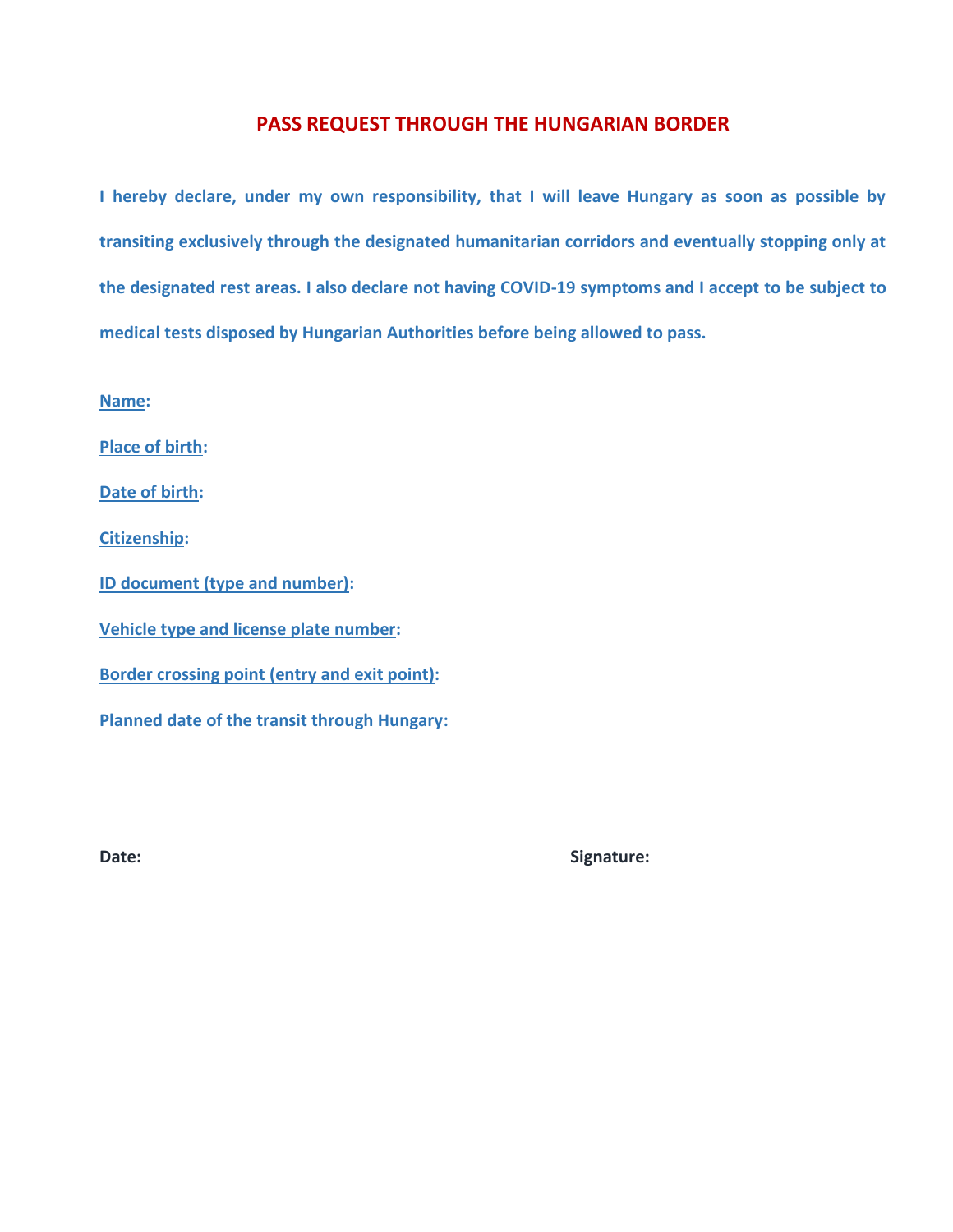# PASS REQUEST THROUGH THE HUNGARIAN BORDER

**I hereby declare, under my own responsibility, that I will leave Hungary as soon as possible by transiting exclusively through the designated humanitarian corridors and eventually stopping only at the designated rest areas. I also declare not having COVID-19 symptoms and I accept to be subject to medical tests disposed by Hungarian Authorities before being allowed to pass.**

**Name:**

**Place of birth:**

**Date of birth:**

**Citizenship:**

**ID document (type and number):**

**Vehicle type and license plate number:**

**Border crossing point (entry and exit point):**

**Planned date of the transit through Hungary:**

**Date:** **Signature:**